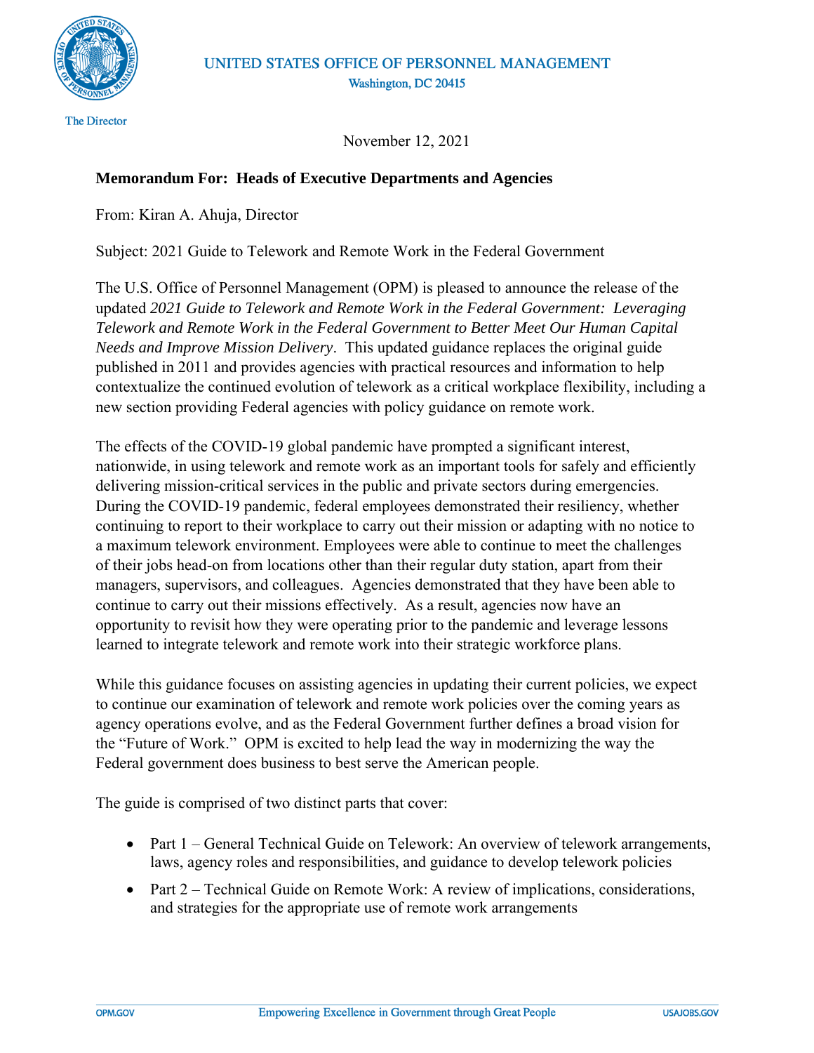UNITED STATES OFFICE OF PERSONNEL MANAGEMENT
Washington, DC 20415

The Director

November 12, 2021

**Memorandum For: Heads of Executive Departments and Agencies**

From: Kiran A. Ahuja, Director

Subject: 2021 Guide to Telework and Remote Work in the Federal Government

The U.S. Office of Personnel Management (OPM) is pleased to announce the release of the updated *2021 Guide to Telework and Remote Work in the Federal Government: Leveraging Telework and Remote Work in the Federal Government to Better Meet Our Human Capital Needs and Improve Mission Delivery*. This updated guidance replaces the original guide published in 2011 and provides agencies with practical resources and information to help contextualize the continued evolution of telework as a critical workplace flexibility, including a new section providing Federal agencies with policy guidance on remote work.

The effects of the COVID-19 global pandemic have prompted a significant interest, nationwide, in using telework and remote work as an important tools for safely and efficiently delivering mission-critical services in the public and private sectors during emergencies. During the COVID-19 pandemic, federal employees demonstrated their resiliency, whether continuing to report to their workplace to carry out their mission or adapting with no notice to a maximum telework environment. Employees were able to continue to meet the challenges of their jobs head-on from locations other than their regular duty station, apart from their managers, supervisors, and colleagues. Agencies demonstrated that they have been able to continue to carry out their missions effectively. As a result, agencies now have an opportunity to revisit how they were operating prior to the pandemic and leverage lessons learned to integrate telework and remote work into their strategic workforce plans.

While this guidance focuses on assisting agencies in updating their current policies, we expect to continue our examination of telework and remote work policies over the coming years as agency operations evolve, and as the Federal Government further defines a broad vision for the "Future of Work." OPM is excited to help lead the way in modernizing the way the Federal government does business to best serve the American people.

The guide is comprised of two distinct parts that cover:

- Part 1 – General Technical Guide on Telework: An overview of telework arrangements, laws, agency roles and responsibilities, and guidance to develop telework policies
- Part 2 – Technical Guide on Remote Work: A review of implications, considerations, and strategies for the appropriate use of remote work arrangements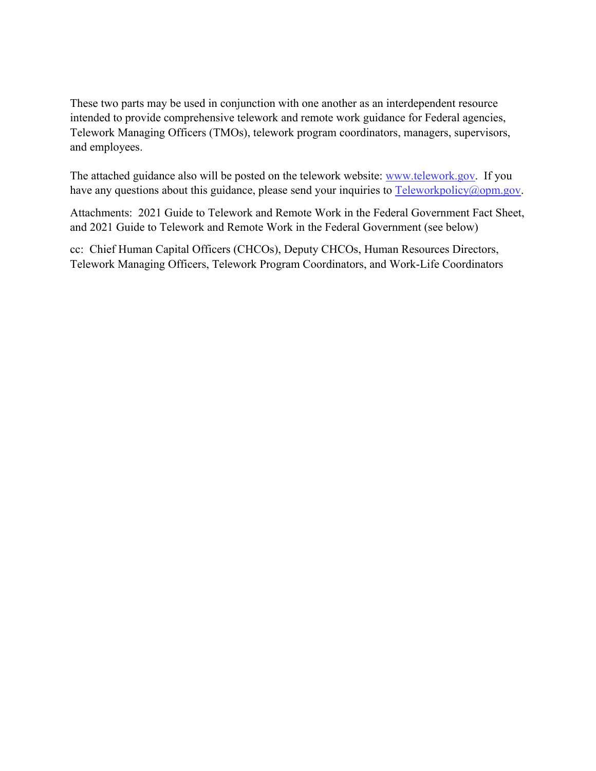These two parts may be used in conjunction with one another as an interdependent resource intended to provide comprehensive telework and remote work guidance for Federal agencies, Telework Managing Officers (TMOs), telework program coordinators, managers, supervisors, and employees.

The attached guidance also will be posted on the telework website: [www.telework.gov](http://www.telework.gov). If you have any questions about this guidance, please send your inquiries to [Teleworkpolicy@opm.gov](mailto:Teleworkpolicy@opm.gov).

Attachments: 2021 Guide to Telework and Remote Work in the Federal Government Fact Sheet, and 2021 Guide to Telework and Remote Work in the Federal Government (see below)

cc: Chief Human Capital Officers (CHCOs), Deputy CHCOs, Human Resources Directors, Telework Managing Officers, Telework Program Coordinators, and Work-Life Coordinators